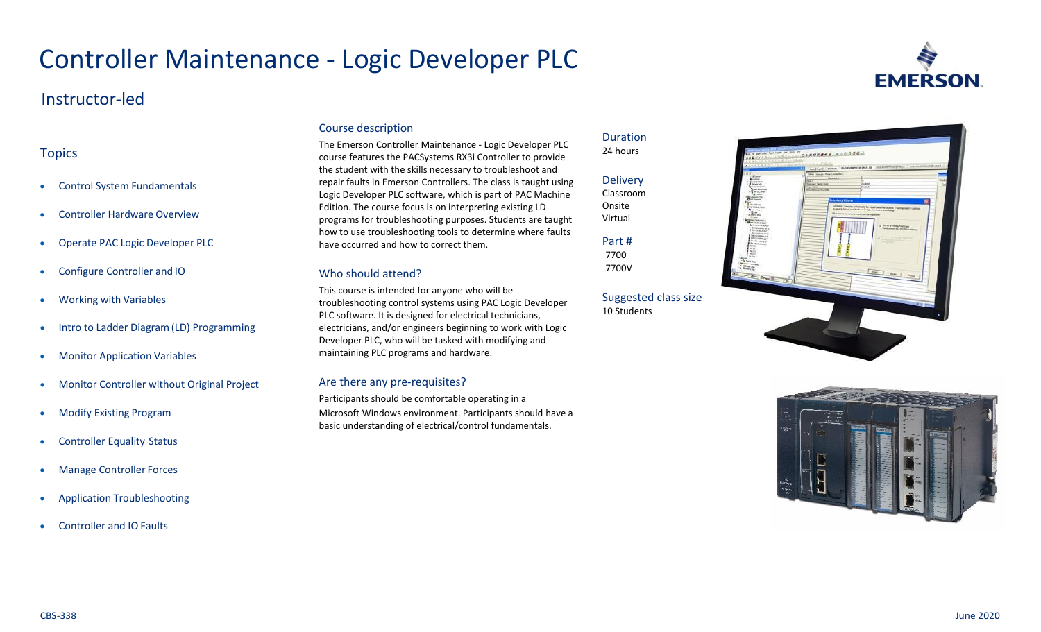# Controller Maintenance - Logic Developer PLC

## Instructor-led

### Topics

- Control System Fundamentals
- Controller Hardware Overview
- Operate PAC Logic Developer PLC
- Configure Controller and IO
- Working with Variables
- Intro to Ladder Diagram (LD) Programming
- Monitor Application Variables
- Monitor Controller without Original Project
- Modify Existing Program
- Controller Equality Status
- Manage Controller Forces
- Application Troubleshooting
- Controller and IO Faults

### Course description

The Emerson Controller Maintenance - Logic Developer PLC course features the PACSystems RX3i Controller to provide the student with the skills necessary to troubleshoot and repair faults in Emerson Controllers. The class is taught using Logic Developer PLC software, which is part of PAC Machine Edition. The course focus is on interpreting existing LD programs for troubleshooting purposes. Students are taught how to use troubleshooting tools to determine where faults have occurred and how to correct them.

### Who should attend?

This course is intended for anyone who will be troubleshooting control systems using PAC Logic Developer PLC software. It is designed for electrical technicians, electricians, and/or engineers beginning to work with Logic Developer PLC, who will be tasked with modifying and maintaining PLC programs and hardware.

### Are there any pre-requisites?

Participants should be comfortable operating in a Microsoft Windows environment. Participants should have a basic understanding of electrical/control fundamentals.

### Duration

24 hours

### Delivery

Classroom
Onsite
Virtual

### Part #

7700
7700V

### Suggested class size

10 Students

CBS-338

June 2020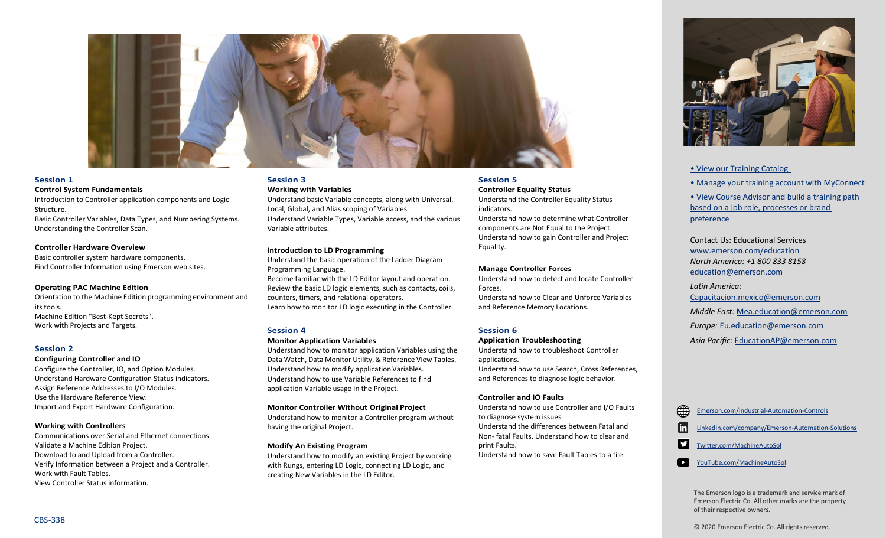## Session 1

**Control System Fundamentals**

Introduction to Controller application components and Logic Structure.
Basic Controller Variables, Data Types, and Numbering Systems.
Understanding the Controller Scan.

**Controller Hardware Overview**

Basic controller system hardware components.
Find Controller Information using Emerson web sites.

**Operating PAC Machine Edition**

Orientation to the Machine Edition programming environment and its tools.
Machine Edition "Best-Kept Secrets".
Work with Projects and Targets.

## Session 2

**Configuring Controller and IO**

Configure the Controller, IO, and Option Modules.
Understand Hardware Configuration Status indicators.
Assign Reference Addresses to I/O Modules.
Use the Hardware Reference View.
Import and Export Hardware Configuration.

**Working with Controllers**

Communications over Serial and Ethernet connections.
Validate a Machine Edition Project.
Download to and Upload from a Controller.
Verify Information between a Project and a Controller.
Work with Fault Tables.
View Controller Status information.

## Session 3

**Working with Variables**

Understand basic Variable concepts, along with Universal, Local, Global, and Alias scoping of Variables.
Understand Variable Types, Variable access, and the various Variable attributes.

**Introduction to LD Programming**

Understand the basic operation of the Ladder Diagram Programming Language.
Become familiar with the LD Editor layout and operation.
Review the basic LD logic elements, such as contacts, coils, counters, timers, and relational operators.
Learn how to monitor LD logic executing in the Controller.

## Session 4

**Monitor Application Variables**

Understand how to monitor application Variables using the Data Watch, Data Monitor Utility, & Reference View Tables.
Understand how to modify application Variables.
Understand how to use Variable References to find application Variable usage in the Project.

**Monitor Controller Without Original Project**

Understand how to monitor a Controller program without having the original Project.

**Modify An Existing Program**

Understand how to modify an existing Project by working with Rungs, entering LD Logic, connecting LD Logic, and creating New Variables in the LD Editor.

## Session 5

**Controller Equality Status**

Understand the Controller Equality Status indicators.
Understand how to determine what Controller components are Not Equal to the Project.
Understand how to gain Controller and Project Equality.

**Manage Controller Forces**

Understand how to detect and locate Controller Forces.
Understand how to Clear and Unforce Variables and Reference Memory Locations.

## Session 6

**Application Troubleshooting**

Understand how to troubleshoot Controller applications.
Understand how to use Search, Cross References, and References to diagnose logic behavior.

**Controller and IO Faults**

Understand how to use Controller and I/O Faults to diagnose system issues.
Understand the differences between Fatal and Non- fatal Faults. Understand how to clear and print Faults.
Understand how to save Fault Tables to a file.

CBS-338

- View our Training Catalog
- Manage your training account with MyConnect
- View Course Advisor and build a training path based on a job role, processes or brand preference

Contact Us: Educational Services
www.emerson.com/education
*North America: +1 800 833 8158*
education@emerson.com

*Latin America:*
Capacitacion.mexico@emerson.com

*Middle East:* Mea.education@emerson.com

*Europe:* Eu.education@emerson.com

*Asia Pacific:* EducationAP@emerson.com

Emerson.com/Industrial-Automation-Controls
LinkedIn.com/company/Emerson-Automation-Solutions
Twitter.com/MachineAutoSol
YouTube.com/MachineAutoSol

The Emerson logo is a trademark and service mark of Emerson Electric Co. All other marks are the property of their respective owners.

© 2020 Emerson Electric Co. All rights reserved.